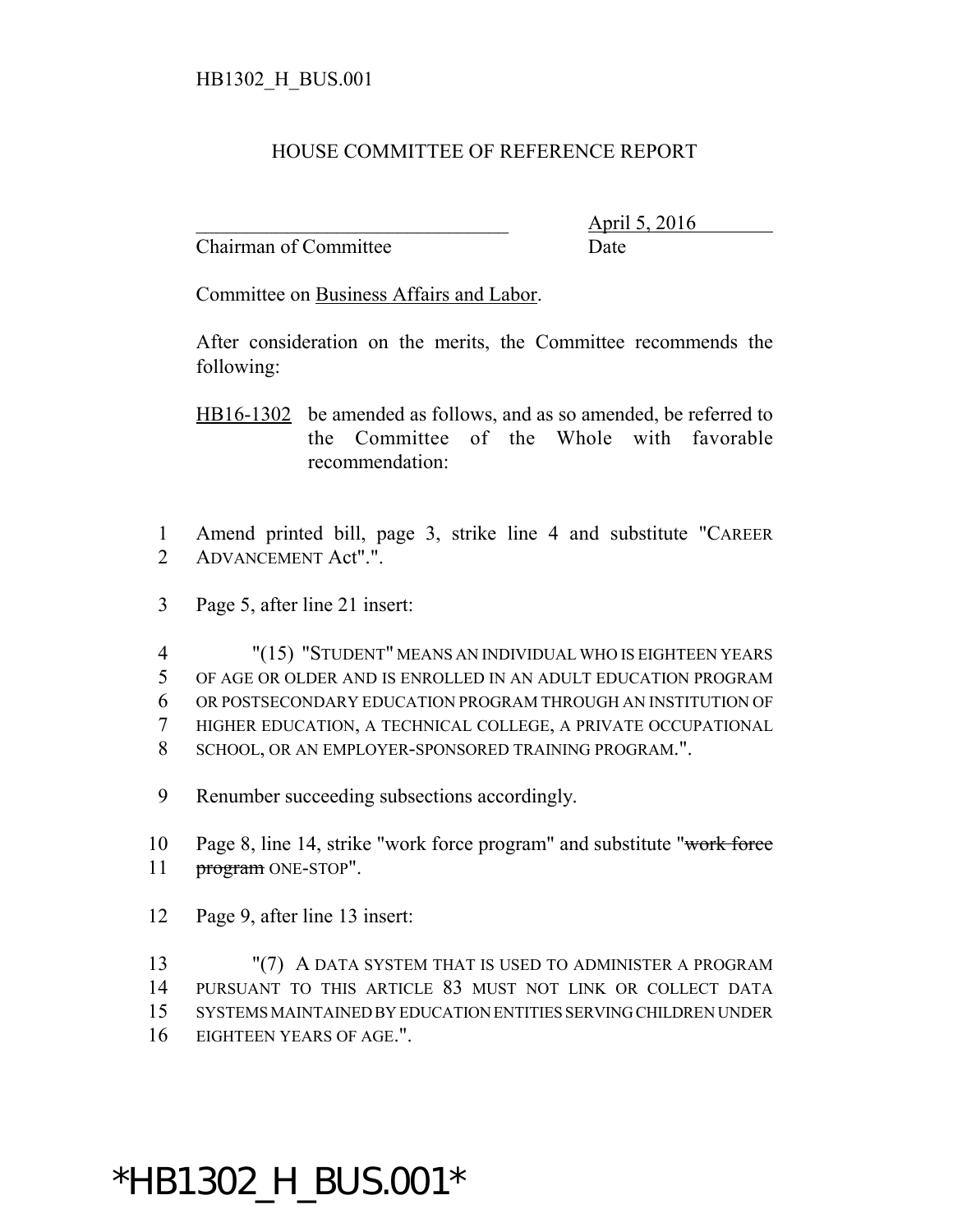HB1302_H_BUS.001

# HOUSE COMMITTEE OF REFERENCE REPORT

_______________________________ April 5, 2016
Chairman of Committee Date

Committee on Business Affairs and Labor.

After consideration on the merits, the Committee recommends the following:

HB16-1302 be amended as follows, and as so amended, be referred to the Committee of the Whole with favorable recommendation:

1 Amend printed bill, page 3, strike line 4 and substitute "CAREER
2 ADVANCEMENT Act".".

3 Page 5, after line 21 insert:

4 "(15) "STUDENT" MEANS AN INDIVIDUAL WHO IS EIGHTEEN YEARS
5 OF AGE OR OLDER AND IS ENROLLED IN AN ADULT EDUCATION PROGRAM
6 OR POSTSECONDARY EDUCATION PROGRAM THROUGH AN INSTITUTION OF
7 HIGHER EDUCATION, A TECHNICAL COLLEGE, A PRIVATE OCCUPATIONAL
8 SCHOOL, OR AN EMPLOYER-SPONSORED TRAINING PROGRAM.".

9 Renumber succeeding subsections accordingly.

10 Page 8, line 14, strike "work force program" and substitute "~~work force~~
11 ~~program~~ ONE-STOP".

12 Page 9, after line 13 insert:

13 "(7) A DATA SYSTEM THAT IS USED TO ADMINISTER A PROGRAM
14 PURSUANT TO THIS ARTICLE 83 MUST NOT LINK OR COLLECT DATA
15 SYSTEMS MAINTAINED BY EDUCATION ENTITIES SERVING CHILDREN UNDER
16 EIGHTEEN YEARS OF AGE.".

*HB1302_H_BUS.001*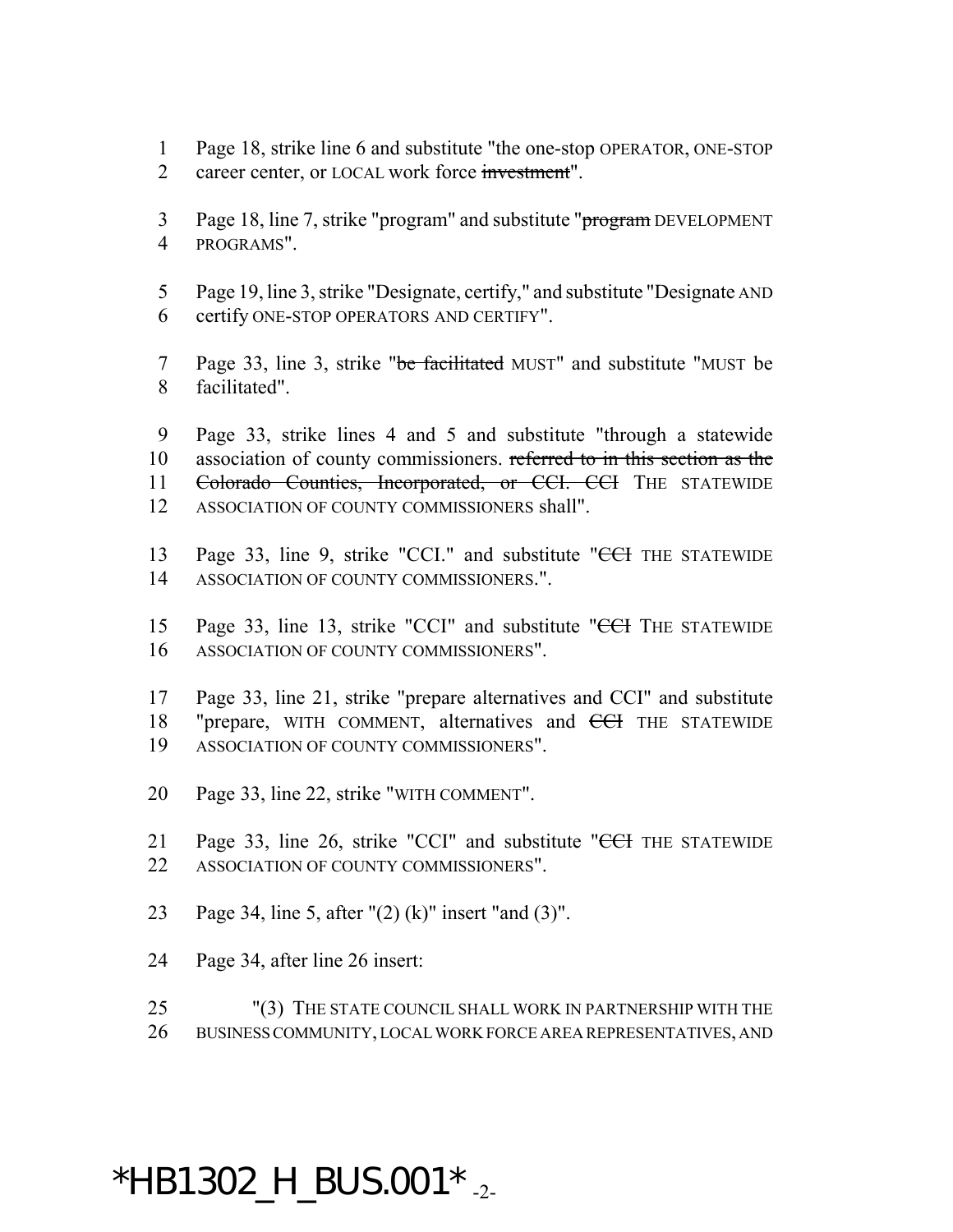Page 18, strike line 6 and substitute "the one-stop OPERATOR, ONE-STOP career center, or LOCAL work force ~~investment~~".

Page 18, line 7, strike "program" and substitute "~~program~~ DEVELOPMENT PROGRAMS".

Page 19, line 3, strike "Designate, certify," and substitute "Designate AND certify ONE-STOP OPERATORS AND CERTIFY".

Page 33, line 3, strike "~~be facilitated~~ MUST" and substitute "MUST be facilitated".

Page 33, strike lines 4 and 5 and substitute "through a statewide association of county commissioners. ~~referred to in this section as the Colorado Counties, Incorporated, or CCI. CCI~~ THE STATEWIDE ASSOCIATION OF COUNTY COMMISSIONERS shall".

Page 33, line 9, strike "CCI." and substitute "~~CCI~~ THE STATEWIDE ASSOCIATION OF COUNTY COMMISSIONERS.".

Page 33, line 13, strike "CCI" and substitute "~~CCI~~ THE STATEWIDE ASSOCIATION OF COUNTY COMMISSIONERS".

Page 33, line 21, strike "prepare alternatives and CCI" and substitute "prepare, WITH COMMENT, alternatives and ~~CCI~~ THE STATEWIDE ASSOCIATION OF COUNTY COMMISSIONERS".

Page 33, line 22, strike "WITH COMMENT".

Page 33, line 26, strike "CCI" and substitute "~~CCI~~ THE STATEWIDE ASSOCIATION OF COUNTY COMMISSIONERS".

Page 34, line 5, after "(2) (k)" insert "and (3)".

Page 34, after line 26 insert:

"(3) THE STATE COUNCIL SHALL WORK IN PARTNERSHIP WITH THE BUSINESS COMMUNITY, LOCAL WORK FORCE AREA REPRESENTATIVES, AND

*HB1302_H_BUS.001*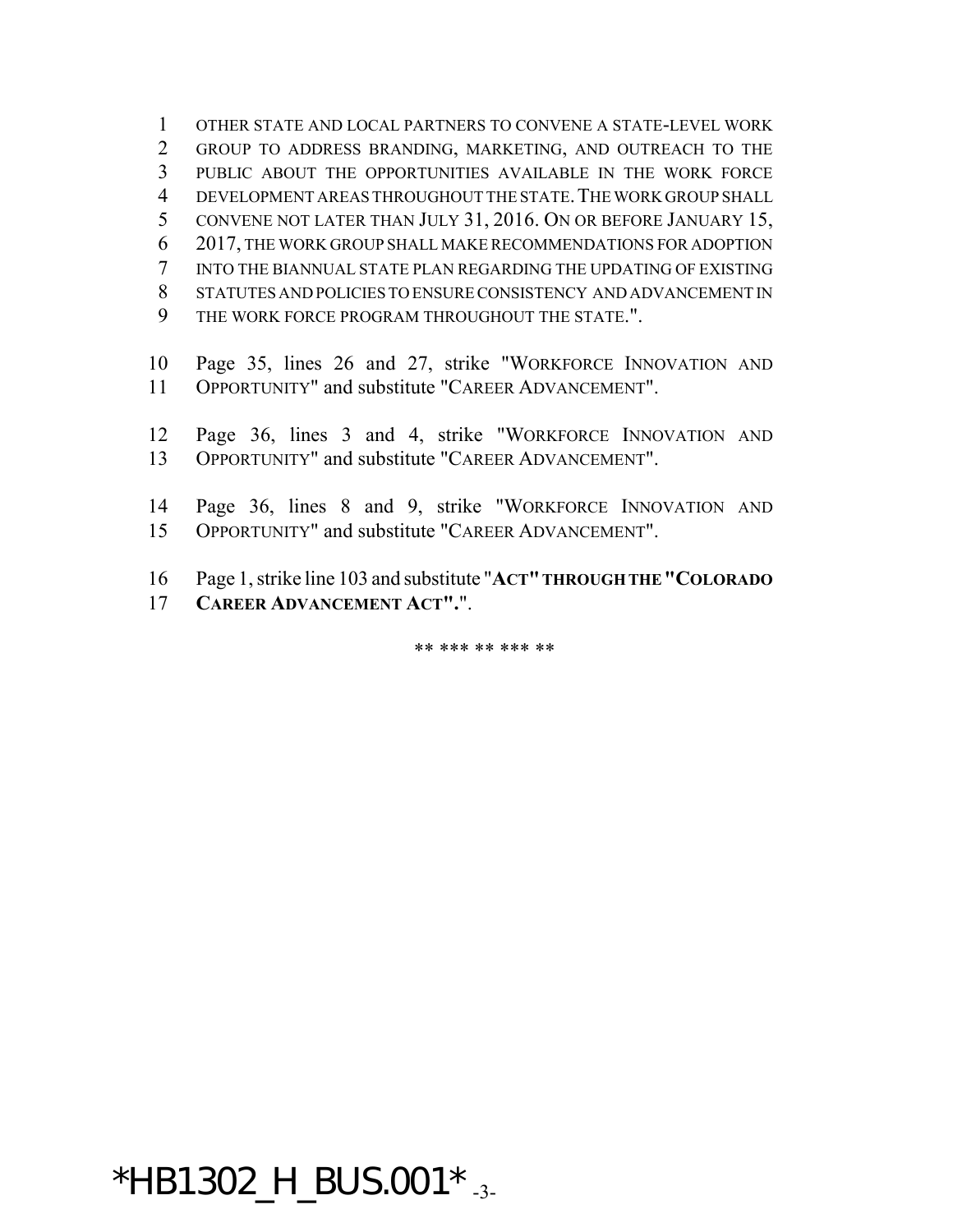OTHER STATE AND LOCAL PARTNERS TO CONVENE A STATE-LEVEL WORK GROUP TO ADDRESS BRANDING, MARKETING, AND OUTREACH TO THE PUBLIC ABOUT THE OPPORTUNITIES AVAILABLE IN THE WORK FORCE DEVELOPMENT AREAS THROUGHOUT THE STATE. THE WORK GROUP SHALL CONVENE NOT LATER THAN JULY 31, 2016. ON OR BEFORE JANUARY 15, 2017, THE WORK GROUP SHALL MAKE RECOMMENDATIONS FOR ADOPTION INTO THE BIANNUAL STATE PLAN REGARDING THE UPDATING OF EXISTING STATUTES AND POLICIES TO ENSURE CONSISTENCY AND ADVANCEMENT IN THE WORK FORCE PROGRAM THROUGHOUT THE STATE.".

Page 35, lines 26 and 27, strike "WORKFORCE INNOVATION AND OPPORTUNITY" and substitute "CAREER ADVANCEMENT".

Page 36, lines 3 and 4, strike "WORKFORCE INNOVATION AND OPPORTUNITY" and substitute "CAREER ADVANCEMENT".

Page 36, lines 8 and 9, strike "WORKFORCE INNOVATION AND OPPORTUNITY" and substitute "CAREER ADVANCEMENT".

Page 1, strike line 103 and substitute "**ACT" THROUGH THE "COLORADO CAREER ADVANCEMENT ACT".**".

** *** ** *** **

*HB1302_H_BUS.001*